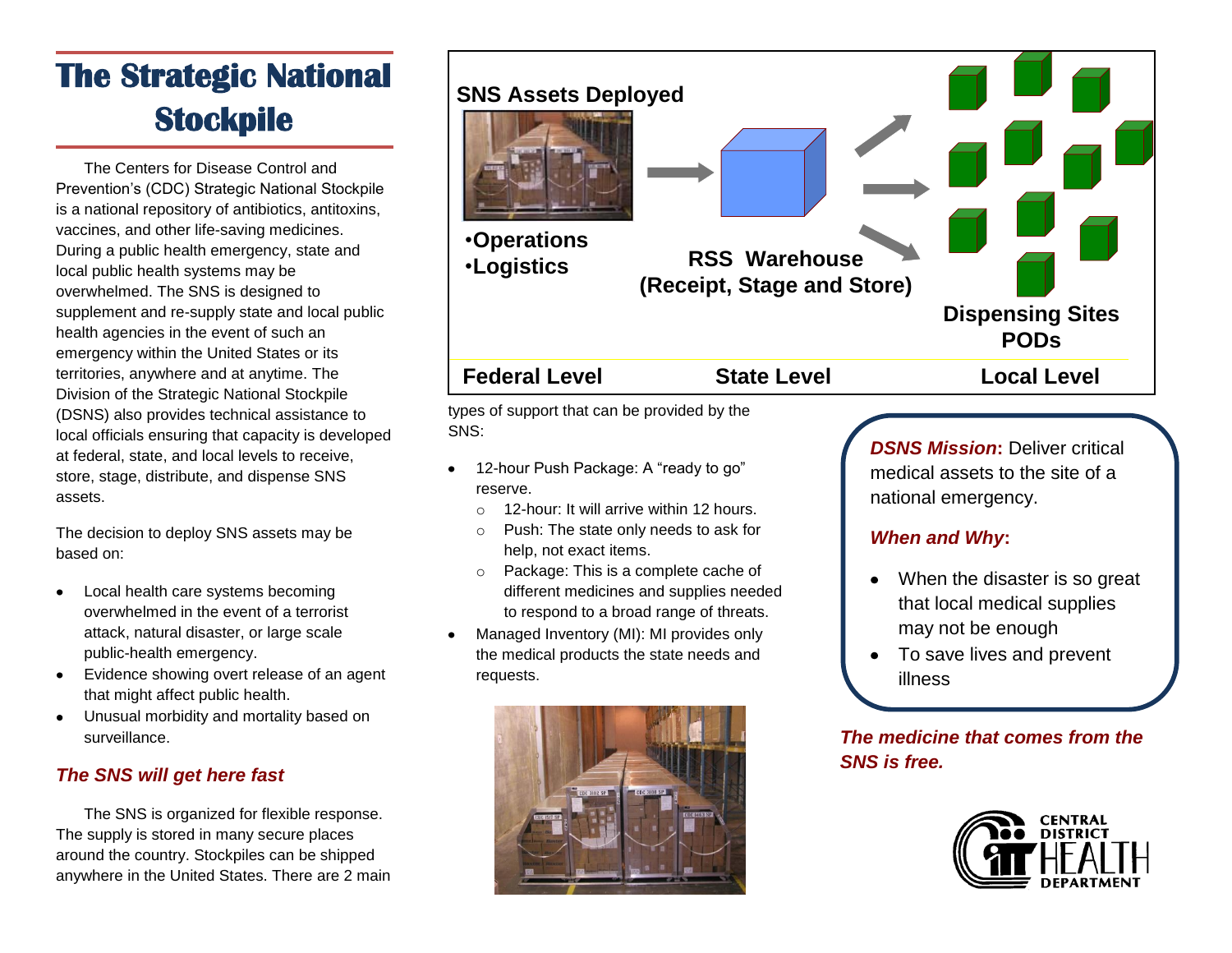# The Strategic National Stockpile

The Centers for Disease Control and Prevention's (CDC) Strategic National Stockpile is a national repository of antibiotics, antitoxins, vaccines, and other life-saving medicines. During a public health emergency, state and local public health systems may be overwhelmed. The SNS is designed to supplement and re-supply state and local public health agencies in the event of such an emergency within the United States or its territories, anywhere and at anytime. The Division of the Strategic National Stockpile (DSNS) also provides technical assistance to local officials ensuring that capacity is developed at federal, state, and local levels to receive, store, stage, distribute, and dispense SNS assets.

The decision to deploy SNS assets may be based on:

- Local health care systems becoming overwhelmed in the event of a terrorist attack, natural disaster, or large scale public-health emergency.
- Evidence showing overt release of an agent that might affect public health.
- Unusual morbidity and mortality based on surveillance.

### *The SNS will get here fast*

The SNS is organized for flexible response. The supply is stored in many secure places around the country. Stockpiles can be shipped anywhere in the United States. There are 2 main types of support that can be provided by the SNS:

- 12-hour Push Package: A "ready to go" reserve.
  - 12-hour: It will arrive within 12 hours.
  - Push: The state only needs to ask for help, not exact items.
  - Package: This is a complete cache of different medicines and supplies needed to respond to a broad range of threats.
- Managed Inventory (MI): MI provides only the medical products the state needs and requests.

**SNS Assets Deployed**

- **Operations**
- **Logistics**

**RSS Warehouse (Receipt, Stage and Store)**

**Dispensing Sites PODs**

**Federal Level** → **State Level** → **Local Level**

***DSNS Mission*: Deliver critical medical assets to the site of a national emergency.**

***When and Why*:**

- When the disaster is so great that local medical supplies may not be enough
- To save lives and prevent illness

***The medicine that comes from the SNS is free.***

CENTRAL DISTRICT HEALTH DEPARTMENT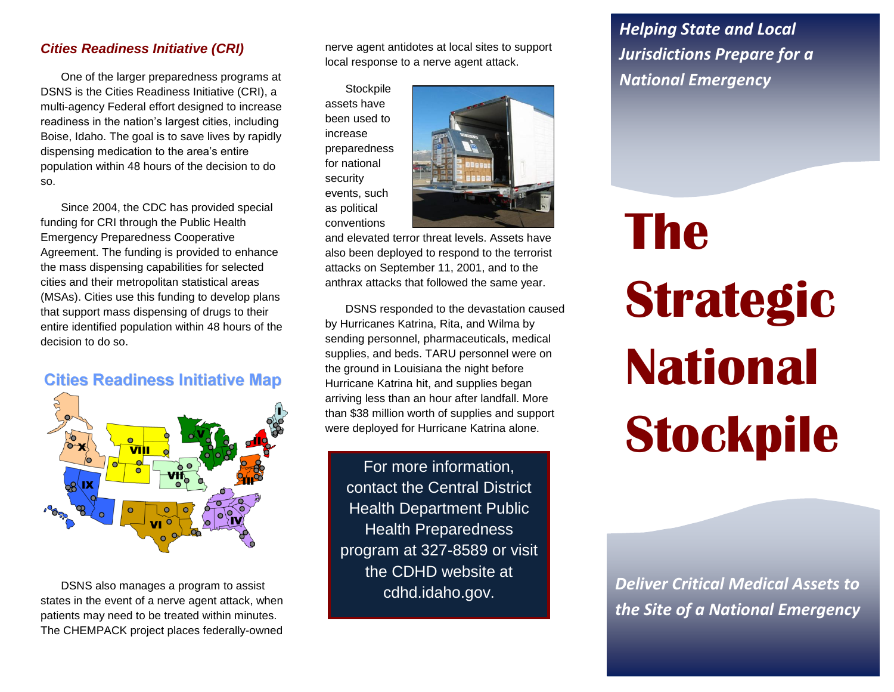### *Cities Readiness Initiative (CRI)*

One of the larger preparedness programs at DSNS is the Cities Readiness Initiative (CRI), a multi-agency Federal effort designed to increase readiness in the nation's largest cities, including Boise, Idaho. The goal is to save lives by rapidly dispensing medication to the area's entire population within 48 hours of the decision to do so.

Since 2004, the CDC has provided special funding for CRI through the Public Health Emergency Preparedness Cooperative Agreement. The funding is provided to enhance the mass dispensing capabilities for selected cities and their metropolitan statistical areas (MSAs). Cities use this funding to develop plans that support mass dispensing of drugs to their entire identified population within 48 hours of the decision to do so.

**Cities Readiness Initiative Map**

X
VIII
V
I
II
VII
III
IX
VI
IV

DSNS also manages a program to assist states in the event of a nerve agent attack, when patients may need to be treated within minutes. The CHEMPACK project places federally-owned nerve agent antidotes at local sites to support local response to a nerve agent attack.

Stockpile assets have been used to increase preparedness for national security events, such as political conventions and elevated terror threat levels. Assets have also been deployed to respond to the terrorist attacks on September 11, 2001, and to the anthrax attacks that followed the same year.

DSNS responded to the devastation caused by Hurricanes Katrina, Rita, and Wilma by sending personnel, pharmaceuticals, medical supplies, and beds. TARU personnel were on the ground in Louisiana the night before Hurricane Katrina hit, and supplies began arriving less than an hour after landfall. More than $38 million worth of supplies and support were deployed for Hurricane Katrina alone.

For more information, contact the Central District Health Department Public Health Preparedness program at 327-8589 or visit the CDHD website at cdhd.idaho.gov.

*Helping State and Local Jurisdictions Prepare for a National Emergency*

# The Strategic National Stockpile

*Deliver Critical Medical Assets to the Site of a National Emergency*